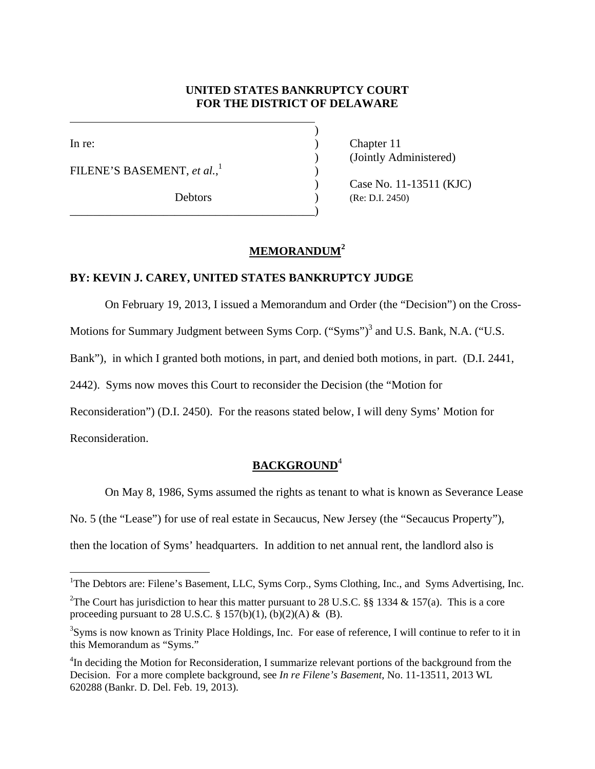**UNITED STATES BANKRUPTCY COURT**
**FOR THE DISTRICT OF DELAWARE**

| | |
|---|---|
| In re: | Chapter 11 |
| | (Jointly Administered) |
| FILENE'S BASEMENT, *et al.*,[1] | |
| | Case No. 11-13511 (KJC) |
| Debtors | (Re: D.I. 2450) |

## MEMORANDUM[2]

**BY: KEVIN J. CAREY, UNITED STATES BANKRUPTCY JUDGE**

On February 19, 2013, I issued a Memorandum and Order (the "Decision") on the Cross-Motions for Summary Judgment between Syms Corp. ("Syms")[3] and U.S. Bank, N.A. ("U.S. Bank"), in which I granted both motions, in part, and denied both motions, in part. (D.I. 2441, 2442). Syms now moves this Court to reconsider the Decision (the "Motion for Reconsideration") (D.I. 2450). For the reasons stated below, I will deny Syms' Motion for Reconsideration.

## BACKGROUND[4]

On May 8, 1986, Syms assumed the rights as tenant to what is known as Severance Lease No. 5 (the "Lease") for use of real estate in Secaucus, New Jersey (the "Secaucus Property"), then the location of Syms' headquarters. In addition to net annual rent, the landlord also is

---

[1]The Debtors are: Filene's Basement, LLC, Syms Corp., Syms Clothing, Inc., and Syms Advertising, Inc.

[2]The Court has jurisdiction to hear this matter pursuant to 28 U.S.C. §§ 1334 & 157(a). This is a core proceeding pursuant to 28 U.S.C. § 157(b)(1), (b)(2)(A) & (B).

[3]Syms is now known as Trinity Place Holdings, Inc. For ease of reference, I will continue to refer to it in this Memorandum as "Syms."

[4]In deciding the Motion for Reconsideration, I summarize relevant portions of the background from the Decision. For a more complete background, see *In re Filene's Basement*, No. 11-13511, 2013 WL 620288 (Bankr. D. Del. Feb. 19, 2013).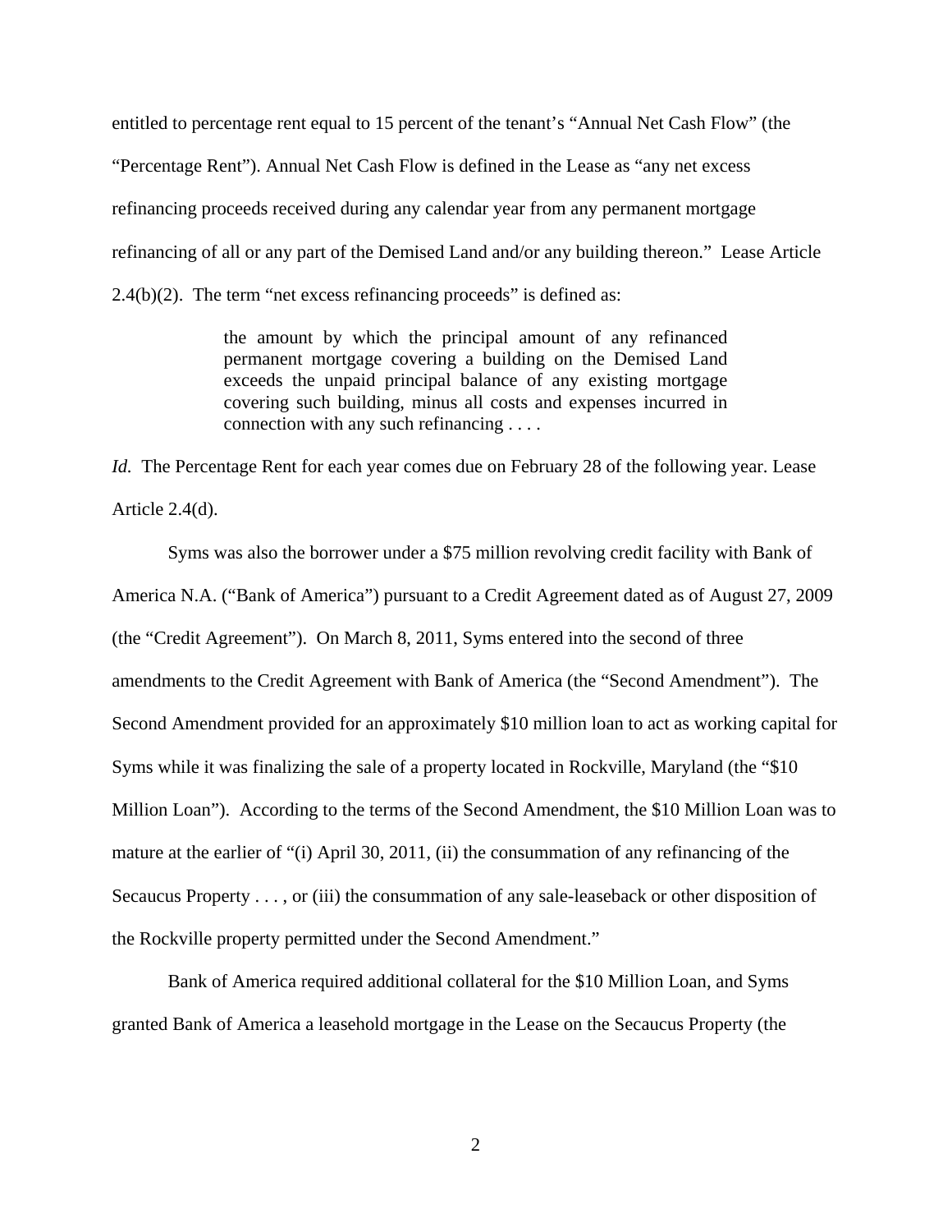entitled to percentage rent equal to 15 percent of the tenant's "Annual Net Cash Flow" (the "Percentage Rent"). Annual Net Cash Flow is defined in the Lease as "any net excess refinancing proceeds received during any calendar year from any permanent mortgage refinancing of all or any part of the Demised Land and/or any building thereon." Lease Article 2.4(b)(2). The term "net excess refinancing proceeds" is defined as:

> the amount by which the principal amount of any refinanced permanent mortgage covering a building on the Demised Land exceeds the unpaid principal balance of any existing mortgage covering such building, minus all costs and expenses incurred in connection with any such refinancing . . . .

*Id.* The Percentage Rent for each year comes due on February 28 of the following year. Lease Article 2.4(d).

Syms was also the borrower under a $75 million revolving credit facility with Bank of America N.A. ("Bank of America") pursuant to a Credit Agreement dated as of August 27, 2009 (the "Credit Agreement"). On March 8, 2011, Syms entered into the second of three amendments to the Credit Agreement with Bank of America (the "Second Amendment"). The Second Amendment provided for an approximately $10 million loan to act as working capital for Syms while it was finalizing the sale of a property located in Rockville, Maryland (the "$10 Million Loan"). According to the terms of the Second Amendment, the $10 Million Loan was to mature at the earlier of "(i) April 30, 2011, (ii) the consummation of any refinancing of the Secaucus Property . . . , or (iii) the consummation of any sale-leaseback or other disposition of the Rockville property permitted under the Second Amendment."

Bank of America required additional collateral for the $10 Million Loan, and Syms granted Bank of America a leasehold mortgage in the Lease on the Secaucus Property (the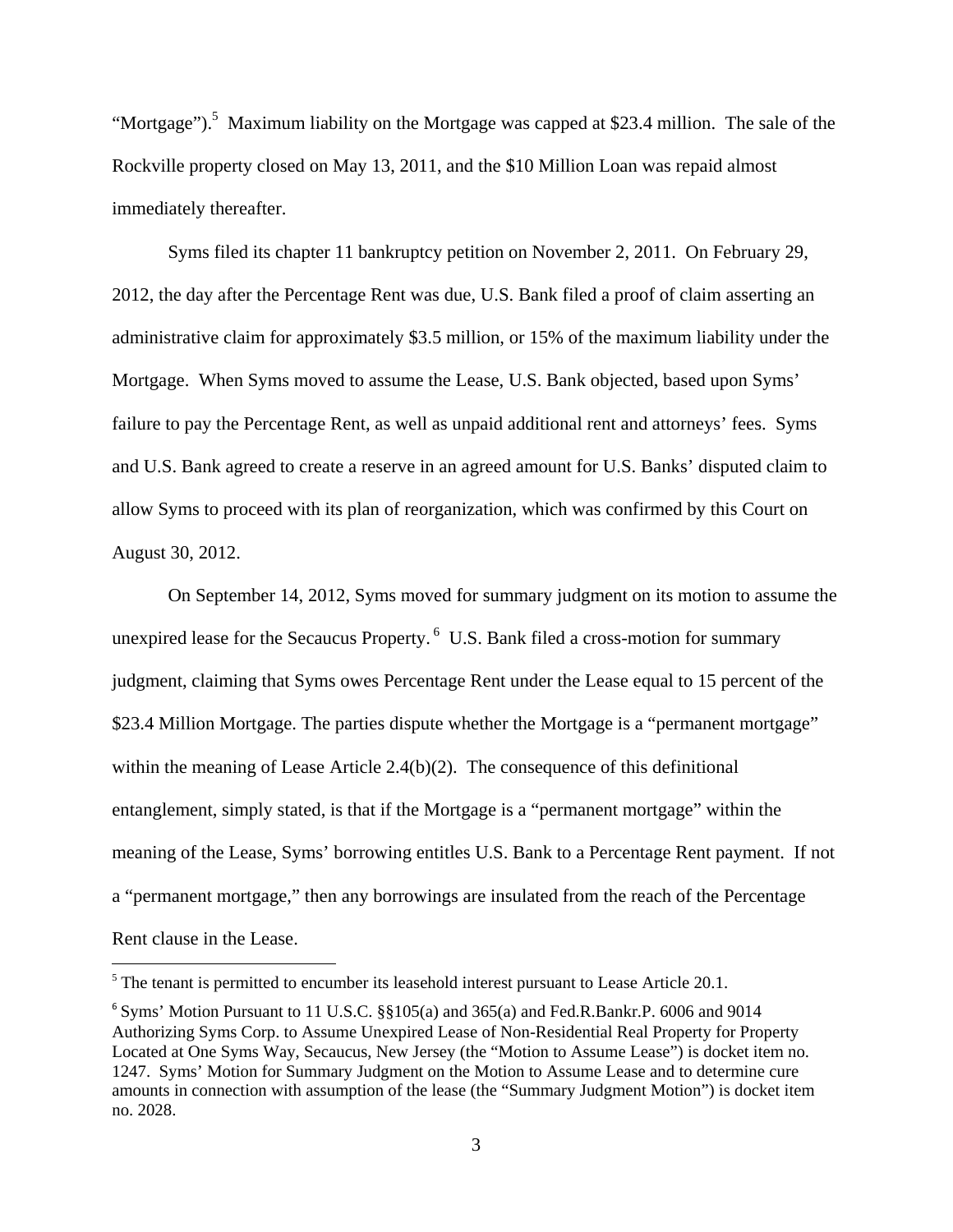"Mortgage").[5] Maximum liability on the Mortgage was capped at $23.4 million. The sale of the Rockville property closed on May 13, 2011, and the $10 Million Loan was repaid almost immediately thereafter.

Syms filed its chapter 11 bankruptcy petition on November 2, 2011. On February 29, 2012, the day after the Percentage Rent was due, U.S. Bank filed a proof of claim asserting an administrative claim for approximately $3.5 million, or 15% of the maximum liability under the Mortgage. When Syms moved to assume the Lease, U.S. Bank objected, based upon Syms' failure to pay the Percentage Rent, as well as unpaid additional rent and attorneys' fees. Syms and U.S. Bank agreed to create a reserve in an agreed amount for U.S. Banks' disputed claim to allow Syms to proceed with its plan of reorganization, which was confirmed by this Court on August 30, 2012.

On September 14, 2012, Syms moved for summary judgment on its motion to assume the unexpired lease for the Secaucus Property.[6] U.S. Bank filed a cross-motion for summary judgment, claiming that Syms owes Percentage Rent under the Lease equal to 15 percent of the $23.4 Million Mortgage. The parties dispute whether the Mortgage is a "permanent mortgage" within the meaning of Lease Article 2.4(b)(2). The consequence of this definitional entanglement, simply stated, is that if the Mortgage is a "permanent mortgage" within the meaning of the Lease, Syms' borrowing entitles U.S. Bank to a Percentage Rent payment. If not a "permanent mortgage," then any borrowings are insulated from the reach of the Percentage Rent clause in the Lease.

---

[5] The tenant is permitted to encumber its leasehold interest pursuant to Lease Article 20.1.

[6] Syms' Motion Pursuant to 11 U.S.C. §§105(a) and 365(a) and Fed.R.Bankr.P. 6006 and 9014 Authorizing Syms Corp. to Assume Unexpired Lease of Non-Residential Real Property for Property Located at One Syms Way, Secaucus, New Jersey (the "Motion to Assume Lease") is docket item no. 1247. Syms' Motion for Summary Judgment on the Motion to Assume Lease and to determine cure amounts in connection with assumption of the lease (the "Summary Judgment Motion") is docket item no. 2028.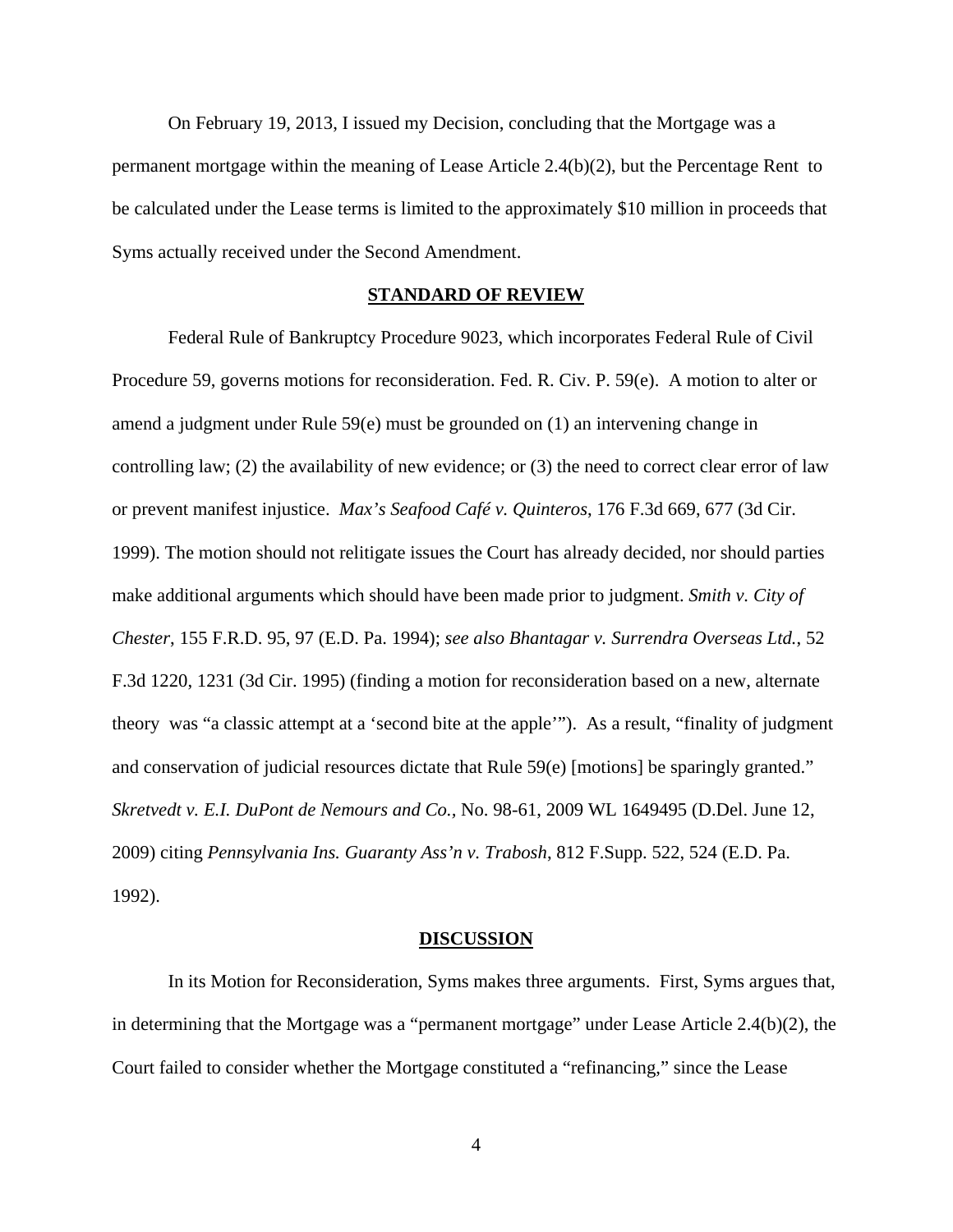On February 19, 2013, I issued my Decision, concluding that the Mortgage was a permanent mortgage within the meaning of Lease Article 2.4(b)(2), but the Percentage Rent to be calculated under the Lease terms is limited to the approximately $10 million in proceeds that Syms actually received under the Second Amendment.

## STANDARD OF REVIEW

Federal Rule of Bankruptcy Procedure 9023, which incorporates Federal Rule of Civil Procedure 59, governs motions for reconsideration. Fed. R. Civ. P. 59(e). A motion to alter or amend a judgment under Rule 59(e) must be grounded on (1) an intervening change in controlling law; (2) the availability of new evidence; or (3) the need to correct clear error of law or prevent manifest injustice. *Max's Seafood Café v. Quinteros*, 176 F.3d 669, 677 (3d Cir. 1999). The motion should not relitigate issues the Court has already decided, nor should parties make additional arguments which should have been made prior to judgment. *Smith v. City of Chester*, 155 F.R.D. 95, 97 (E.D. Pa. 1994); *see also Bhantagar v. Surrendra Overseas Ltd.*, 52 F.3d 1220, 1231 (3d Cir. 1995) (finding a motion for reconsideration based on a new, alternate theory was "a classic attempt at a 'second bite at the apple'"). As a result, "finality of judgment and conservation of judicial resources dictate that Rule 59(e) [motions] be sparingly granted." *Skretvedt v. E.I. DuPont de Nemours and Co.*, No. 98-61, 2009 WL 1649495 (D.Del. June 12, 2009) citing *Pennsylvania Ins. Guaranty Ass'n v. Trabosh*, 812 F.Supp. 522, 524 (E.D. Pa. 1992).

## DISCUSSION

In its Motion for Reconsideration, Syms makes three arguments. First, Syms argues that, in determining that the Mortgage was a "permanent mortgage" under Lease Article 2.4(b)(2), the Court failed to consider whether the Mortgage constituted a "refinancing," since the Lease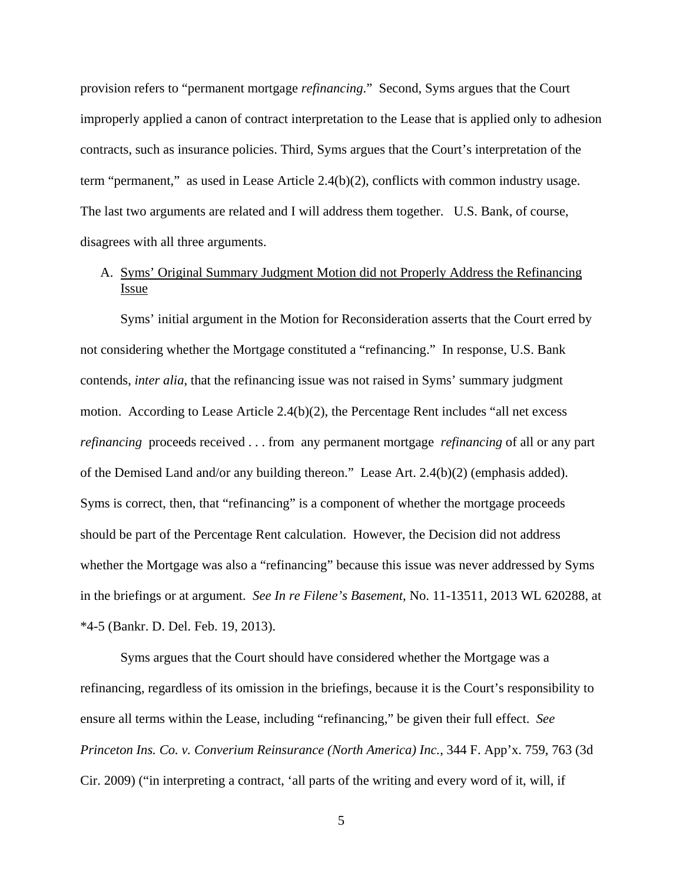provision refers to "permanent mortgage *refinancing*." Second, Syms argues that the Court improperly applied a canon of contract interpretation to the Lease that is applied only to adhesion contracts, such as insurance policies. Third, Syms argues that the Court's interpretation of the term "permanent," as used in Lease Article 2.4(b)(2), conflicts with common industry usage. The last two arguments are related and I will address them together. U.S. Bank, of course, disagrees with all three arguments.

A. <u>Syms' Original Summary Judgment Motion did not Properly Address the Refinancing Issue</u>

Syms' initial argument in the Motion for Reconsideration asserts that the Court erred by not considering whether the Mortgage constituted a "refinancing." In response, U.S. Bank contends, *inter alia*, that the refinancing issue was not raised in Syms' summary judgment motion. According to Lease Article 2.4(b)(2), the Percentage Rent includes "all net excess *refinancing* proceeds received . . . from any permanent mortgage *refinancing* of all or any part of the Demised Land and/or any building thereon." Lease Art. 2.4(b)(2) (emphasis added). Syms is correct, then, that "refinancing" is a component of whether the mortgage proceeds should be part of the Percentage Rent calculation. However, the Decision did not address whether the Mortgage was also a "refinancing" because this issue was never addressed by Syms in the briefings or at argument. *See In re Filene's Basement*, No. 11-13511, 2013 WL 620288, at *4-5 (Bankr. D. Del. Feb. 19, 2013).

Syms argues that the Court should have considered whether the Mortgage was a refinancing, regardless of its omission in the briefings, because it is the Court's responsibility to ensure all terms within the Lease, including "refinancing," be given their full effect. *See Princeton Ins. Co. v. Converium Reinsurance (North America) Inc.*, 344 F. App'x. 759, 763 (3d Cir. 2009) ("in interpreting a contract, 'all parts of the writing and every word of it, will, if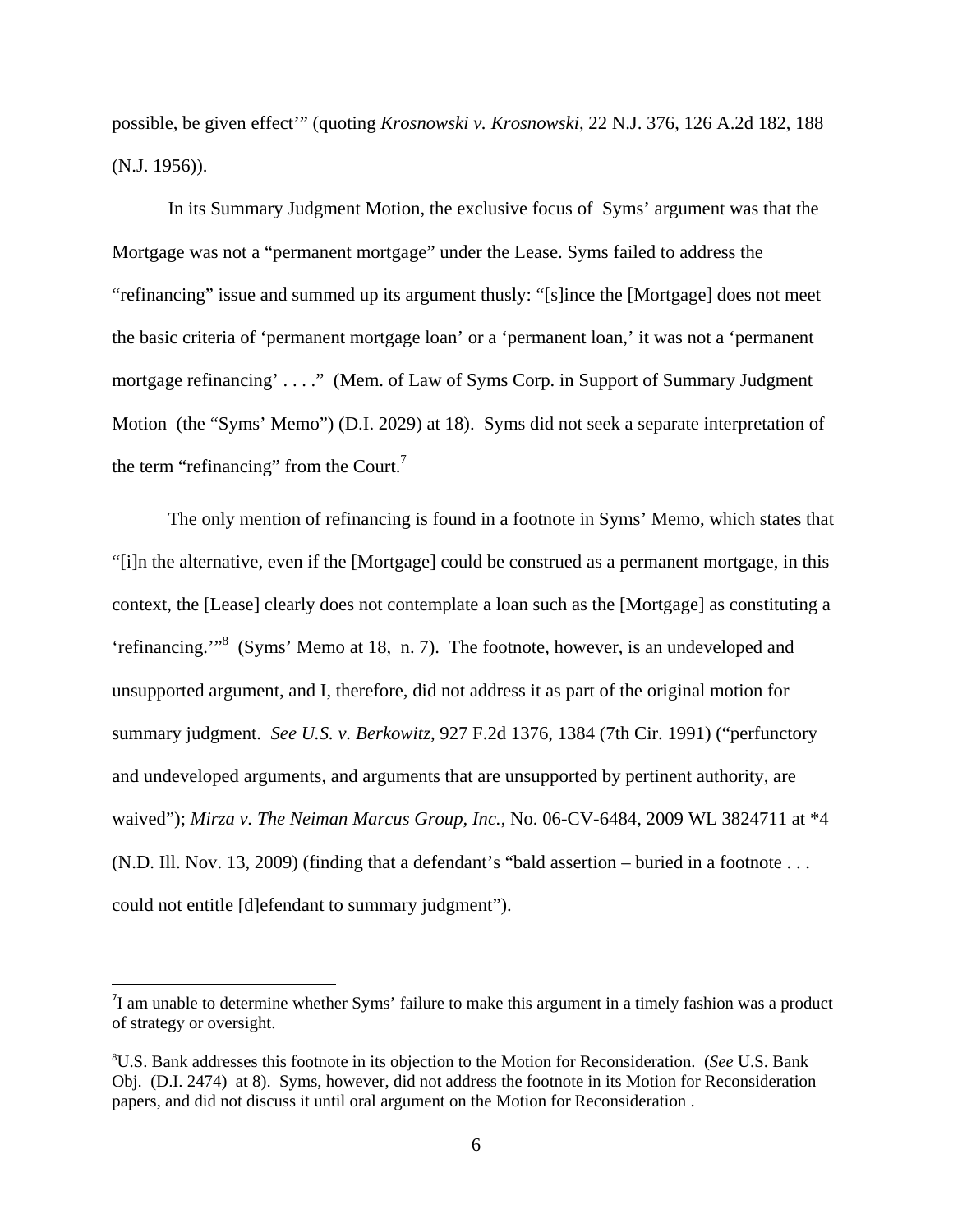possible, be given effect'" (quoting *Krosnowski v. Krosnowski*, 22 N.J. 376, 126 A.2d 182, 188 (N.J. 1956)).

In its Summary Judgment Motion, the exclusive focus of Syms' argument was that the Mortgage was not a "permanent mortgage" under the Lease. Syms failed to address the "refinancing" issue and summed up its argument thusly: "[s]ince the [Mortgage] does not meet the basic criteria of 'permanent mortgage loan' or a 'permanent loan,' it was not a 'permanent mortgage refinancing' . . . ." (Mem. of Law of Syms Corp. in Support of Summary Judgment Motion (the "Syms' Memo") (D.I. 2029) at 18). Syms did not seek a separate interpretation of the term "refinancing" from the Court.[7]

The only mention of refinancing is found in a footnote in Syms' Memo, which states that "[i]n the alternative, even if the [Mortgage] could be construed as a permanent mortgage, in this context, the [Lease] clearly does not contemplate a loan such as the [Mortgage] as constituting a 'refinancing.'"[8] (Syms' Memo at 18, n. 7). The footnote, however, is an undeveloped and unsupported argument, and I, therefore, did not address it as part of the original motion for summary judgment. *See U.S. v. Berkowitz*, 927 F.2d 1376, 1384 (7th Cir. 1991) ("perfunctory and undeveloped arguments, and arguments that are unsupported by pertinent authority, are waived"); *Mirza v. The Neiman Marcus Group, Inc.*, No. 06-CV-6484, 2009 WL 3824711 at *4 (N.D. Ill. Nov. 13, 2009) (finding that a defendant's "bald assertion – buried in a footnote . . . could not entitle [d]efendant to summary judgment").

---

[7] I am unable to determine whether Syms' failure to make this argument in a timely fashion was a product of strategy or oversight.

[8] U.S. Bank addresses this footnote in its objection to the Motion for Reconsideration. (*See* U.S. Bank Obj. (D.I. 2474) at 8). Syms, however, did not address the footnote in its Motion for Reconsideration papers, and did not discuss it until oral argument on the Motion for Reconsideration .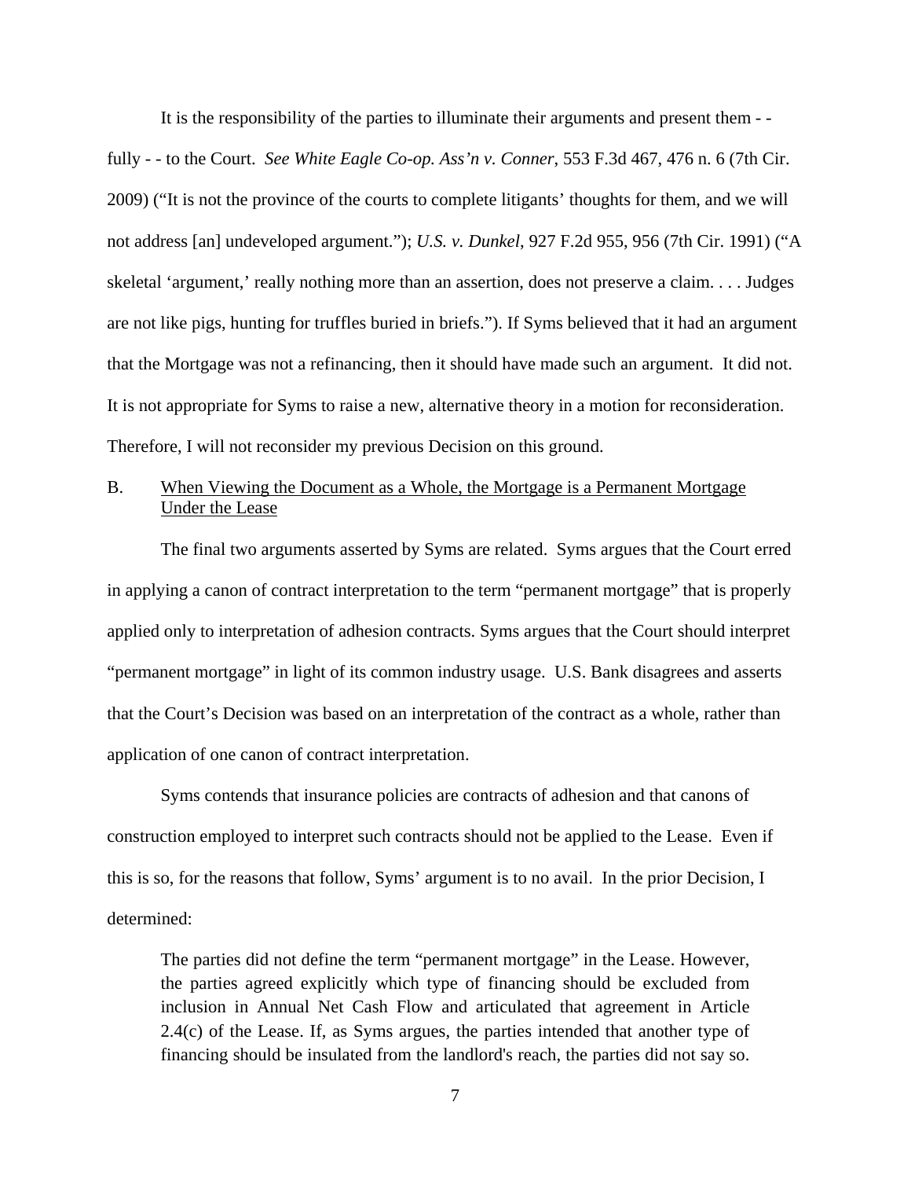It is the responsibility of the parties to illuminate their arguments and present them - - fully - - to the Court. *See White Eagle Co-op. Ass'n v. Conner*, 553 F.3d 467, 476 n. 6 (7th Cir. 2009) ("It is not the province of the courts to complete litigants' thoughts for them, and we will not address [an] undeveloped argument."); *U.S. v. Dunkel*, 927 F.2d 955, 956 (7th Cir. 1991) ("A skeletal 'argument,' really nothing more than an assertion, does not preserve a claim. . . . Judges are not like pigs, hunting for truffles buried in briefs."). If Syms believed that it had an argument that the Mortgage was not a refinancing, then it should have made such an argument. It did not. It is not appropriate for Syms to raise a new, alternative theory in a motion for reconsideration. Therefore, I will not reconsider my previous Decision on this ground.

B. When Viewing the Document as a Whole, the Mortgage is a Permanent Mortgage Under the Lease

The final two arguments asserted by Syms are related. Syms argues that the Court erred in applying a canon of contract interpretation to the term "permanent mortgage" that is properly applied only to interpretation of adhesion contracts. Syms argues that the Court should interpret "permanent mortgage" in light of its common industry usage. U.S. Bank disagrees and asserts that the Court's Decision was based on an interpretation of the contract as a whole, rather than application of one canon of contract interpretation.

Syms contends that insurance policies are contracts of adhesion and that canons of construction employed to interpret such contracts should not be applied to the Lease. Even if this is so, for the reasons that follow, Syms' argument is to no avail. In the prior Decision, I determined:

> The parties did not define the term "permanent mortgage" in the Lease. However, the parties agreed explicitly which type of financing should be excluded from inclusion in Annual Net Cash Flow and articulated that agreement in Article 2.4(c) of the Lease. If, as Syms argues, the parties intended that another type of financing should be insulated from the landlord's reach, the parties did not say so.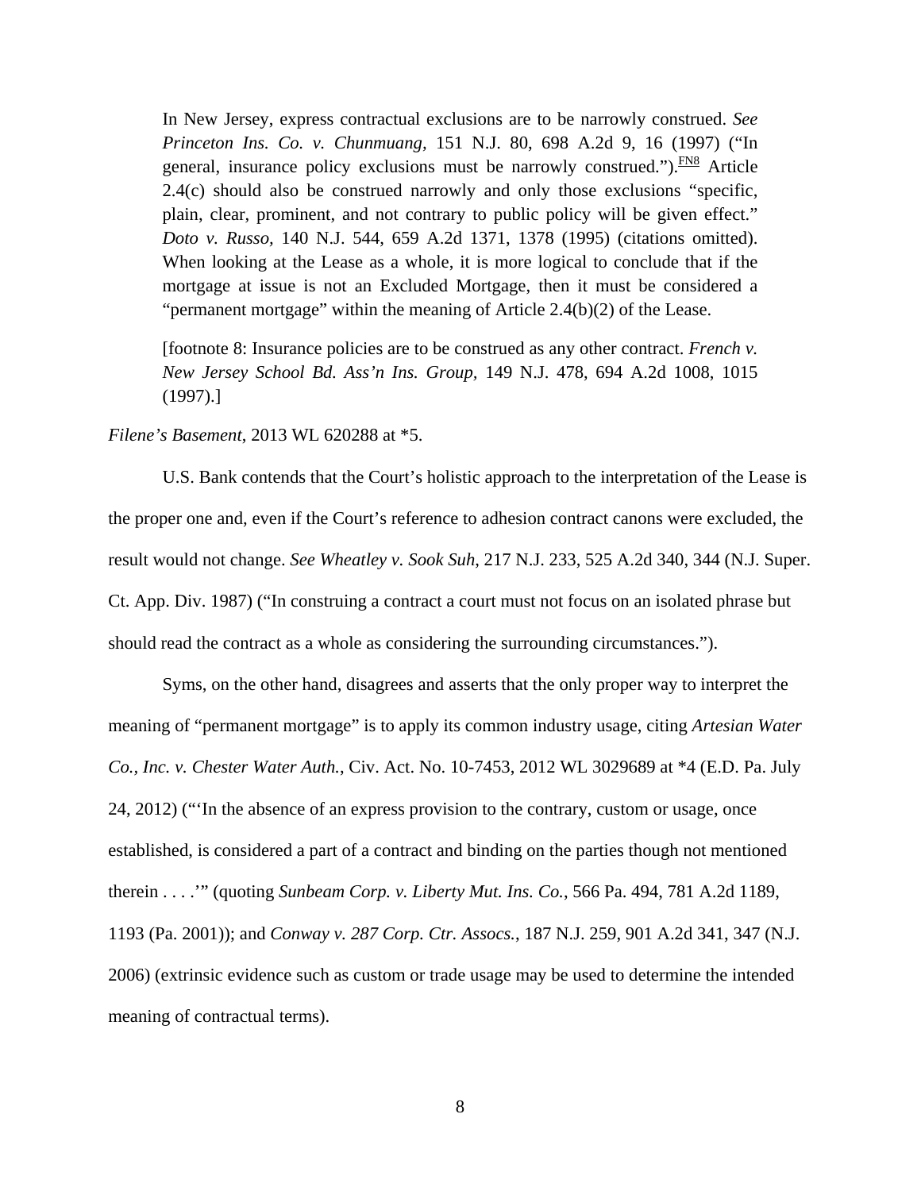> In New Jersey, express contractual exclusions are to be narrowly construed. *See Princeton Ins. Co. v. Chunmuang,* 151 N.J. 80, 698 A.2d 9, 16 (1997) ("In general, insurance policy exclusions must be narrowly construed.").[FN8] Article 2.4(c) should also be construed narrowly and only those exclusions "specific, plain, clear, prominent, and not contrary to public policy will be given effect." *Doto v. Russo,* 140 N.J. 544, 659 A.2d 1371, 1378 (1995) (citations omitted). When looking at the Lease as a whole, it is more logical to conclude that if the mortgage at issue is not an Excluded Mortgage, then it must be considered a "permanent mortgage" within the meaning of Article 2.4(b)(2) of the Lease.
>
> [footnote 8: Insurance policies are to be construed as any other contract. *French v. New Jersey School Bd. Ass'n Ins. Group,* 149 N.J. 478, 694 A.2d 1008, 1015 (1997).]

*Filene's Basement*, 2013 WL 620288 at *5.

U.S. Bank contends that the Court's holistic approach to the interpretation of the Lease is the proper one and, even if the Court's reference to adhesion contract canons were excluded, the result would not change. *See Wheatley v. Sook Suh*, 217 N.J. 233, 525 A.2d 340, 344 (N.J. Super. Ct. App. Div. 1987) ("In construing a contract a court must not focus on an isolated phrase but should read the contract as a whole as considering the surrounding circumstances.").

Syms, on the other hand, disagrees and asserts that the only proper way to interpret the meaning of "permanent mortgage" is to apply its common industry usage, citing *Artesian Water Co., Inc. v. Chester Water Auth.*, Civ. Act. No. 10-7453, 2012 WL 3029689 at *4 (E.D. Pa. July 24, 2012) ("'In the absence of an express provision to the contrary, custom or usage, once established, is considered a part of a contract and binding on the parties though not mentioned therein . . . .'" (quoting *Sunbeam Corp. v. Liberty Mut. Ins. Co.*, 566 Pa. 494, 781 A.2d 1189, 1193 (Pa. 2001)); and *Conway v. 287 Corp. Ctr. Assocs.*, 187 N.J. 259, 901 A.2d 341, 347 (N.J. 2006) (extrinsic evidence such as custom or trade usage may be used to determine the intended meaning of contractual terms).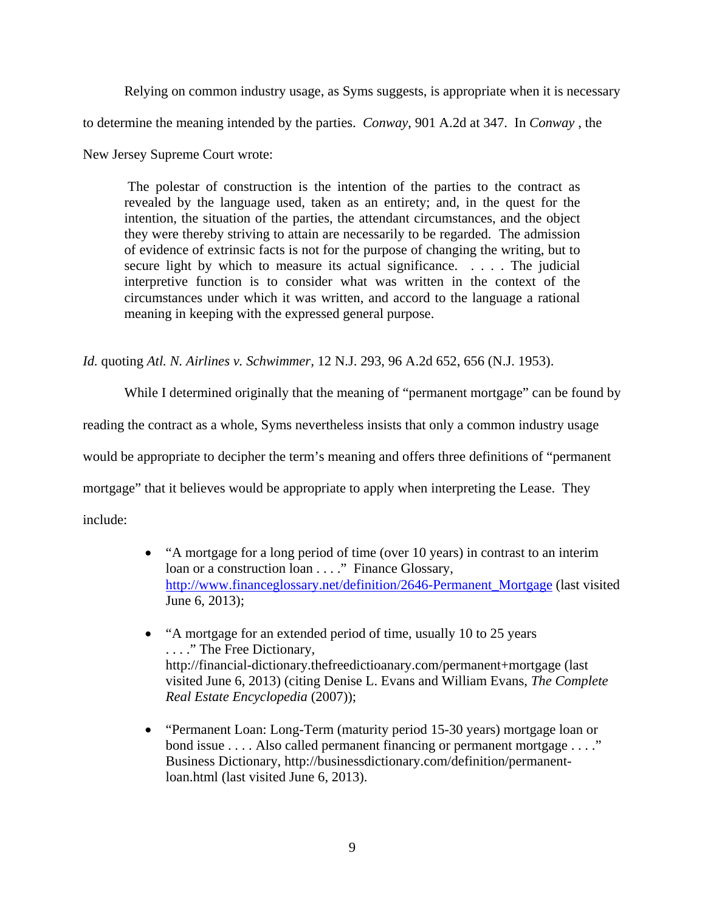Relying on common industry usage, as Syms suggests, is appropriate when it is necessary to determine the meaning intended by the parties. *Conway*, 901 A.2d at 347. In *Conway* , the New Jersey Supreme Court wrote:

> The polestar of construction is the intention of the parties to the contract as revealed by the language used, taken as an entirety; and, in the quest for the intention, the situation of the parties, the attendant circumstances, and the object they were thereby striving to attain are necessarily to be regarded. The admission of evidence of extrinsic facts is not for the purpose of changing the writing, but to secure light by which to measure its actual significance. . . . . The judicial interpretive function is to consider what was written in the context of the circumstances under which it was written, and accord to the language a rational meaning in keeping with the expressed general purpose.

*Id.* quoting *Atl. N. Airlines v. Schwimmer*, 12 N.J. 293, 96 A.2d 652, 656 (N.J. 1953).

While I determined originally that the meaning of "permanent mortgage" can be found by reading the contract as a whole, Syms nevertheless insists that only a common industry usage would be appropriate to decipher the term's meaning and offers three definitions of "permanent mortgage" that it believes would be appropriate to apply when interpreting the Lease. They include:

- "A mortgage for a long period of time (over 10 years) in contrast to an interim loan or a construction loan . . . ." Finance Glossary, http://www.financeglossary.net/definition/2646-Permanent_Mortgage (last visited June 6, 2013);

- "A mortgage for an extended period of time, usually 10 to 25 years . . . ." The Free Dictionary, http://financial-dictionary.thefreedictioanary.com/permanent+mortgage (last visited June 6, 2013) (citing Denise L. Evans and William Evans, *The Complete Real Estate Encyclopedia* (2007));

- "Permanent Loan: Long-Term (maturity period 15-30 years) mortgage loan or bond issue . . . . Also called permanent financing or permanent mortgage . . . ." Business Dictionary, http://businessdictionary.com/definition/permanent-loan.html (last visited June 6, 2013).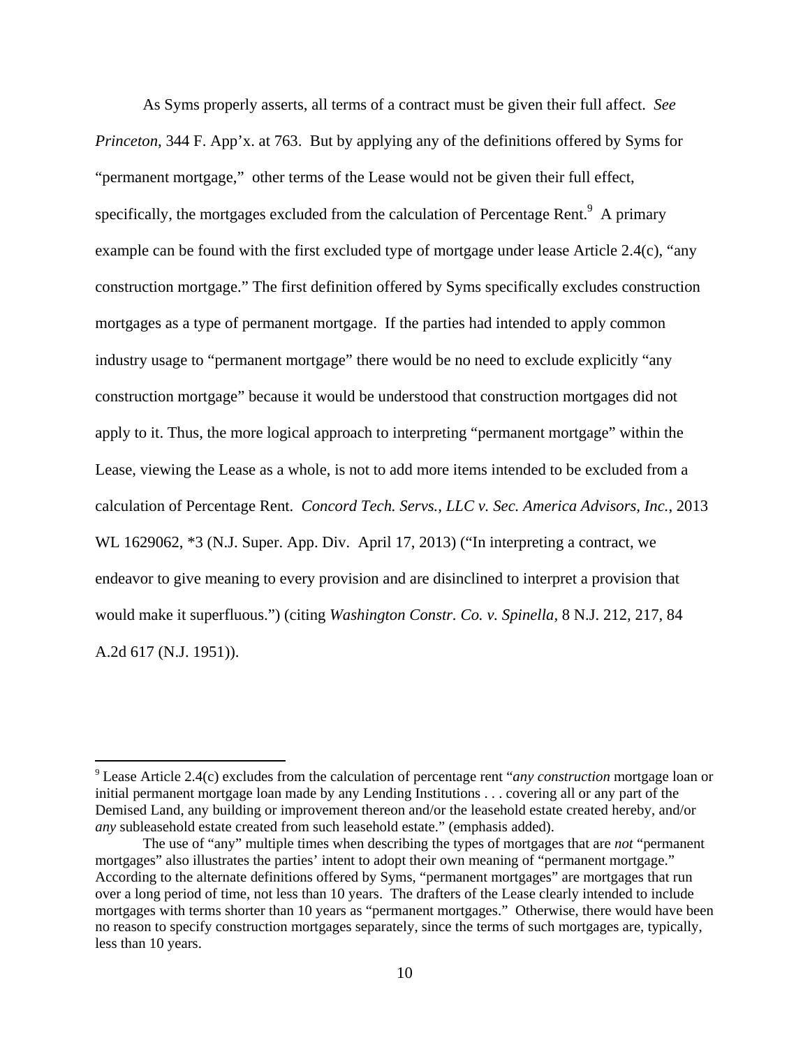As Syms properly asserts, all terms of a contract must be given their full affect. *See Princeton*, 344 F. App'x. at 763. But by applying any of the definitions offered by Syms for "permanent mortgage," other terms of the Lease would not be given their full effect, specifically, the mortgages excluded from the calculation of Percentage Rent.[9] A primary example can be found with the first excluded type of mortgage under lease Article 2.4(c), "any construction mortgage." The first definition offered by Syms specifically excludes construction mortgages as a type of permanent mortgage. If the parties had intended to apply common industry usage to "permanent mortgage" there would be no need to exclude explicitly "any construction mortgage" because it would be understood that construction mortgages did not apply to it. Thus, the more logical approach to interpreting "permanent mortgage" within the Lease, viewing the Lease as a whole, is not to add more items intended to be excluded from a calculation of Percentage Rent. *Concord Tech. Servs., LLC v. Sec. America Advisors, Inc.*, 2013 WL 1629062, \*3 (N.J. Super. App. Div. April 17, 2013) ("In interpreting a contract, we endeavor to give meaning to every provision and are disinclined to interpret a provision that would make it superfluous.") (citing *Washington Constr. Co. v. Spinella*, 8 N.J. 212, 217, 84 A.2d 617 (N.J. 1951)).

---

[9] Lease Article 2.4(c) excludes from the calculation of percentage rent "*any construction* mortgage loan or initial permanent mortgage loan made by any Lending Institutions . . . covering all or any part of the Demised Land, any building or improvement thereon and/or the leasehold estate created hereby, and/or *any* subleasehold estate created from such leasehold estate." (emphasis added).

The use of "any" multiple times when describing the types of mortgages that are *not* "permanent mortgages" also illustrates the parties' intent to adopt their own meaning of "permanent mortgage." According to the alternate definitions offered by Syms, "permanent mortgages" are mortgages that run over a long period of time, not less than 10 years. The drafters of the Lease clearly intended to include mortgages with terms shorter than 10 years as "permanent mortgages." Otherwise, there would have been no reason to specify construction mortgages separately, since the terms of such mortgages are, typically, less than 10 years.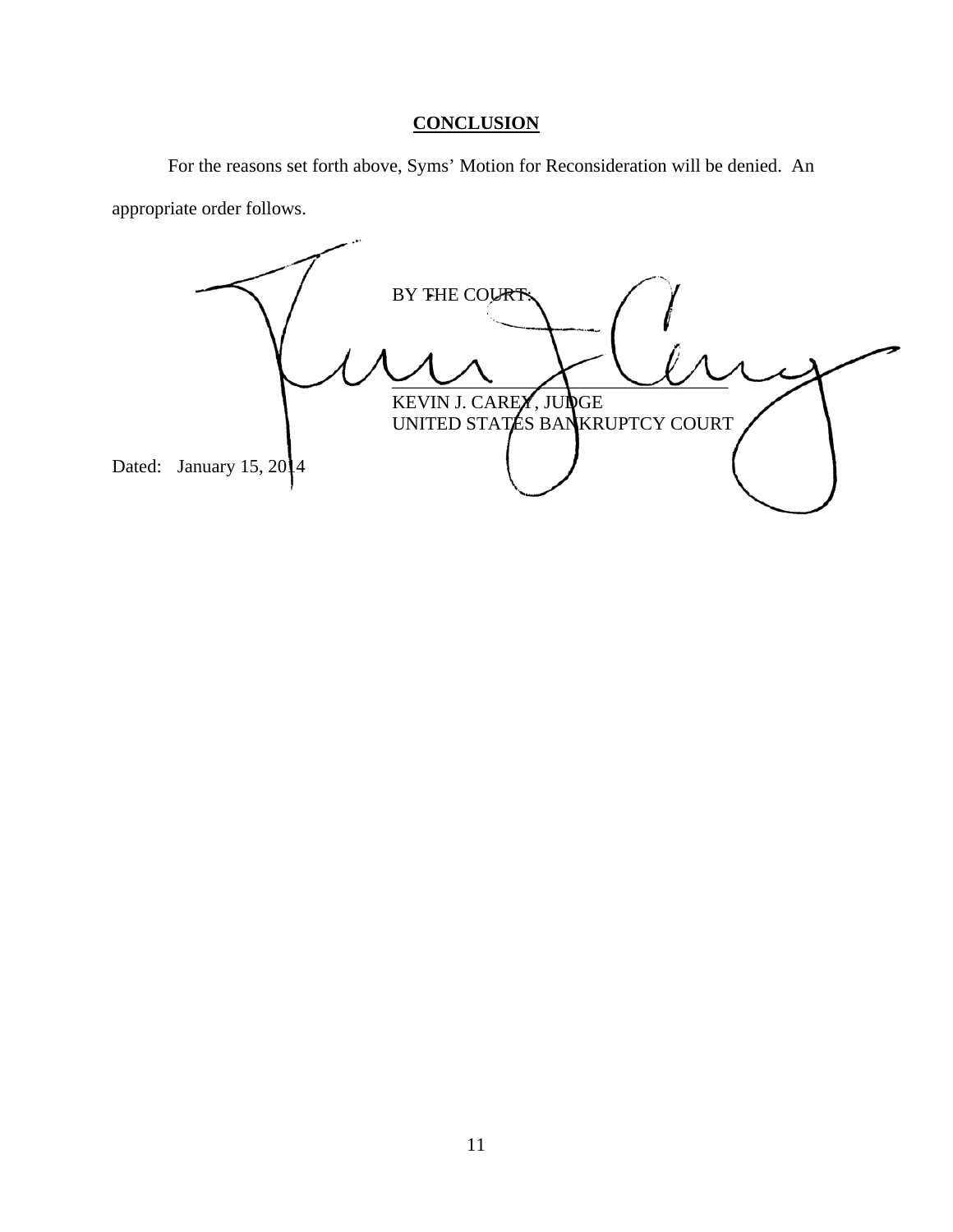## CONCLUSION

For the reasons set forth above, Syms' Motion for Reconsideration will be denied. An appropriate order follows.

BY THE COURT:

KEVIN J. CAREY, JUDGE
UNITED STATES BANKRUPTCY COURT

Dated: January 15, 2014